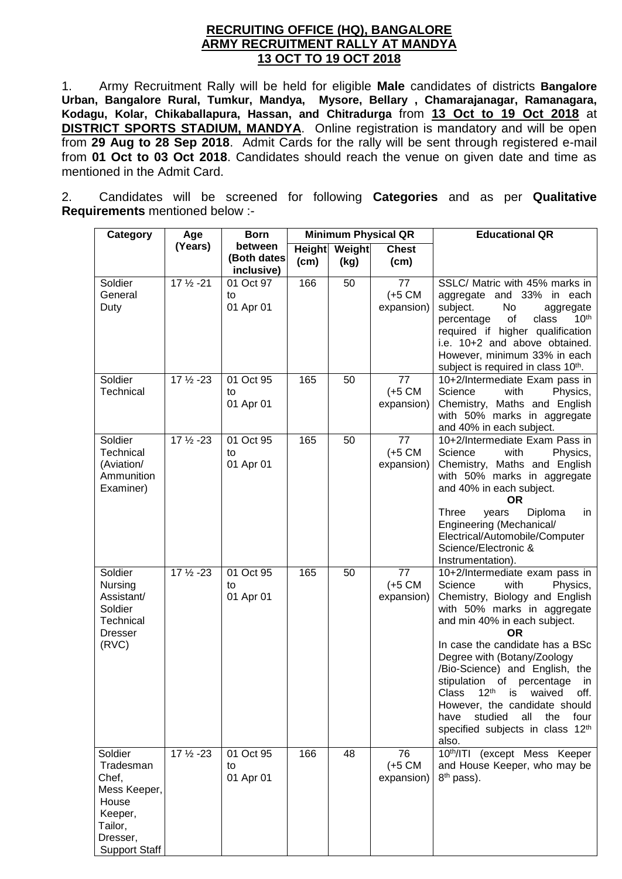**RECRUITING OFFICE (HQ), BANGALORE**
**ARMY RECRUITMENT RALLY AT MANDYA**
**13 OCT TO 19 OCT 2018**

1. Army Recruitment Rally will be held for eligible **Male** candidates of districts **Bangalore Urban, Bangalore Rural, Tumkur, Mandya, Mysore, Bellary , Chamarajanagar, Ramanagara, Kodagu, Kolar, Chikaballapura, Hassan, and Chitradurga** from **13 Oct to 19 Oct 2018** at **DISTRICT SPORTS STADIUM, MANDYA**. Online registration is mandatory and will be open from **29 Aug to 28 Sep 2018**. Admit Cards for the rally will be sent through registered e-mail from **01 Oct to 03 Oct 2018**. Candidates should reach the venue on given date and time as mentioned in the Admit Card.

2. Candidates will be screened for following **Categories** and as per **Qualitative Requirements** mentioned below :-

| Category | Age (Years) | Born between (Both dates inclusive) | Minimum Physical QR | | | Educational QR |
|---|---|---|---|---|---|---|
| | | | Height (cm) | Weight (kg) | Chest (cm) | |
| Soldier General Duty | 17 ½ -21 | 01 Oct 97 to 01 Apr 01 | 166 | 50 | 77 (+5 CM expansion) | SSLC/ Matric with 45% marks in aggregate and 33% in each subject. No aggregate percentage of class 10th required if higher qualification i.e. 10+2 and above obtained. However, minimum 33% in each subject is required in class 10th. |
| Soldier Technical | 17 ½ -23 | 01 Oct 95 to 01 Apr 01 | 165 | 50 | 77 (+5 CM expansion) | 10+2/Intermediate Exam pass in Science with Physics, Chemistry, Maths and English with 50% marks in aggregate and 40% in each subject. |
| Soldier Technical (Aviation/ Ammunition Examiner) | 17 ½ -23 | 01 Oct 95 to 01 Apr 01 | 165 | 50 | 77 (+5 CM expansion) | 10+2/Intermediate Exam Pass in Science with Physics, Chemistry, Maths and English with 50% marks in aggregate and 40% in each subject. **OR** Three years Diploma in Engineering (Mechanical/ Electrical/Automobile/Computer Science/Electronic & Instrumentation). |
| Soldier Nursing Assistant/ Soldier Technical Dresser (RVC) | 17 ½ -23 | 01 Oct 95 to 01 Apr 01 | 165 | 50 | 77 (+5 CM expansion) | 10+2/Intermediate exam pass in Science with Physics, Chemistry, Biology and English with 50% marks in aggregate and min 40% in each subject. **OR** In case the candidate has a BSc Degree with (Botany/Zoology /Bio-Science) and English, the stipulation of percentage in Class 12th is waived off. However, the candidate should have studied all the four specified subjects in class 12th also. |
| Soldier Tradesman Chef, Mess Keeper, House Keeper, Tailor, Dresser, Support Staff | 17 ½ -23 | 01 Oct 95 to 01 Apr 01 | 166 | 48 | 76 (+5 CM expansion) | 10th/ITI (except Mess Keeper and House Keeper, who may be 8th pass). |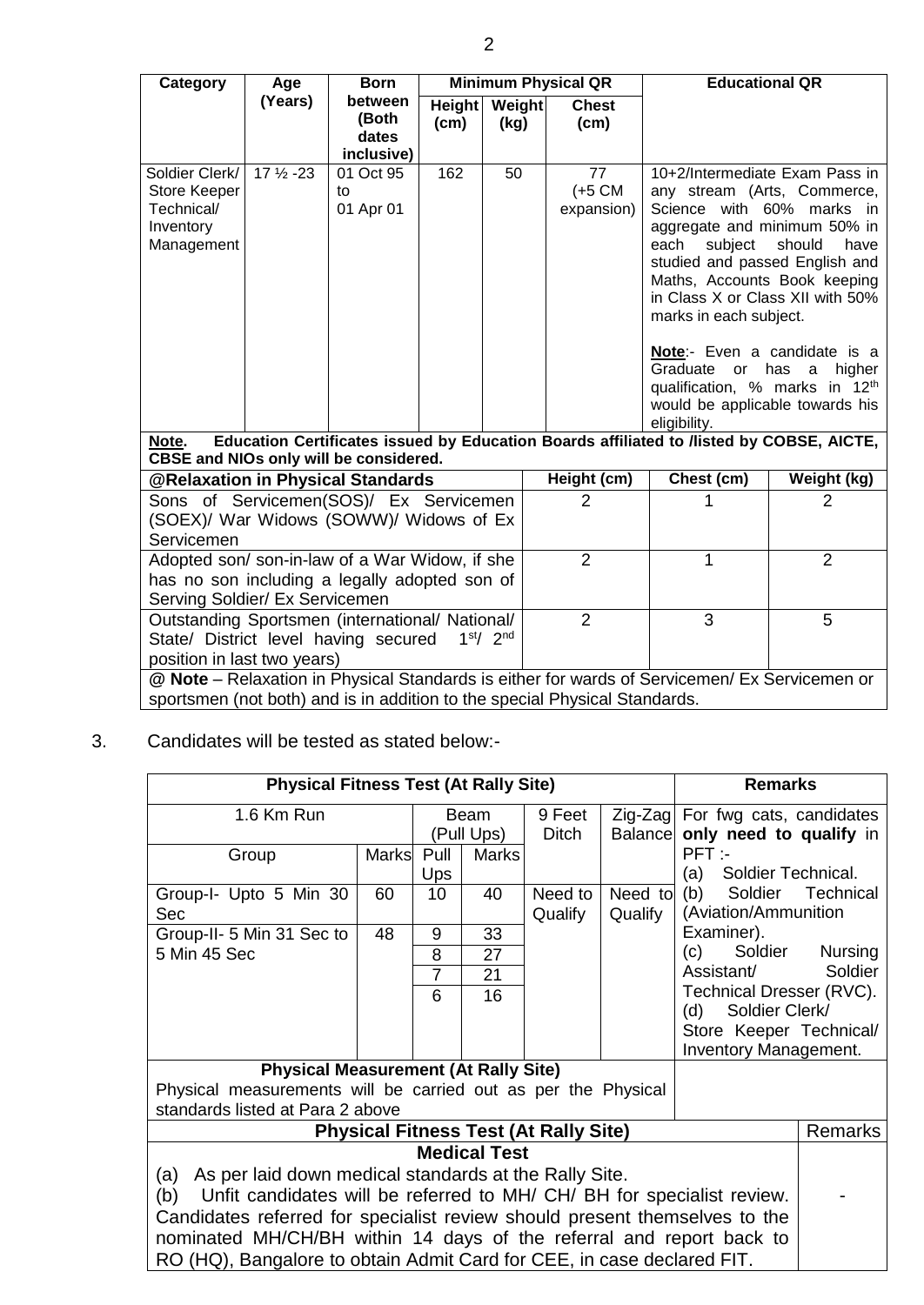| Category | Age (Years) | Born between (Both dates inclusive) | Minimum Physical QR | | | Educational QR |
|---|---|---|---|---|---|---|
| | | | Height (cm) | Weight (kg) | Chest (cm) | |
| Soldier Clerk/ Store Keeper Technical/ Inventory Management | 17 ½ -23 | 01 Oct 95 to 01 Apr 01 | 162 | 50 | 77 (+5 CM expansion) | 10+2/Intermediate Exam Pass in any stream (Arts, Commerce, Science with 60% marks in aggregate and minimum 50% in each subject should have studied and passed English and Maths, Accounts Book keeping in Class X or Class XII with 50% marks in each subject. **Note**:- Even a candidate is a Graduate or has a higher qualification, % marks in 12th would be applicable towards his eligibility. |

**Note. Education Certificates issued by Education Boards affiliated to /listed by COBSE, AICTE, CBSE and NIOs only will be considered.**

| @Relaxation in Physical Standards | Height (cm) | Chest (cm) | Weight (kg) |
|---|---|---|---|
| Sons of Servicemen(SOS)/ Ex Servicemen (SOEX)/ War Widows (SOWW)/ Widows of Ex Servicemen | 2 | 1 | 2 |
| Adopted son/ son-in-law of a War Widow, if she has no son including a legally adopted son of Serving Soldier/ Ex Servicemen | 2 | 1 | 2 |
| Outstanding Sportsmen (international/ National/ State/ District level having secured 1st/ 2nd position in last two years) | 2 | 3 | 5 |

**@ Note** – Relaxation in Physical Standards is either for wards of Servicemen/ Ex Servicemen or sportsmen (not both) and is in addition to the special Physical Standards.

3. Candidates will be tested as stated below:-

| Physical Fitness Test (At Rally Site) | | | | | | Remarks |
|---|---|---|---|---|---|---|
| 1.6 Km Run | | Beam (Pull Ups) | | 9 Feet Ditch | Zig-Zag Balance | For fwg cats, candidates **only need to qualify** in PFT :- (a) Soldier Technical. (b) Soldier Technical (Aviation/Ammunition Examiner). (c) Soldier Nursing Assistant/ Soldier Technical Dresser (RVC). (d) Soldier Clerk/ Store Keeper Technical/ Inventory Management. |
| Group | Marks | Pull Ups | Marks | | | |
| Group-I- Upto 5 Min 30 Sec | 60 | 10 | 40 | Need to Qualify | Need to Qualify | |
| Group-II- 5 Min 31 Sec to 5 Min 45 Sec | 48 | 9 | 33 | | | |
| | | 8 | 27 | | | |
| | | 7 | 21 | | | |
| | | 6 | 16 | | | |

**Physical Measurement (At Rally Site)**

Physical measurements will be carried out as per the Physical standards listed at Para 2 above

| Physical Fitness Test (At Rally Site) | Remarks |
|---|---|
| **Medical Test** (a) As per laid down medical standards at the Rally Site. (b) Unfit candidates will be referred to MH/ CH/ BH for specialist review. Candidates referred for specialist review should present themselves to the nominated MH/CH/BH within 14 days of the referral and report back to RO (HQ), Bangalore to obtain Admit Card for CEE, in case declared FIT. | - |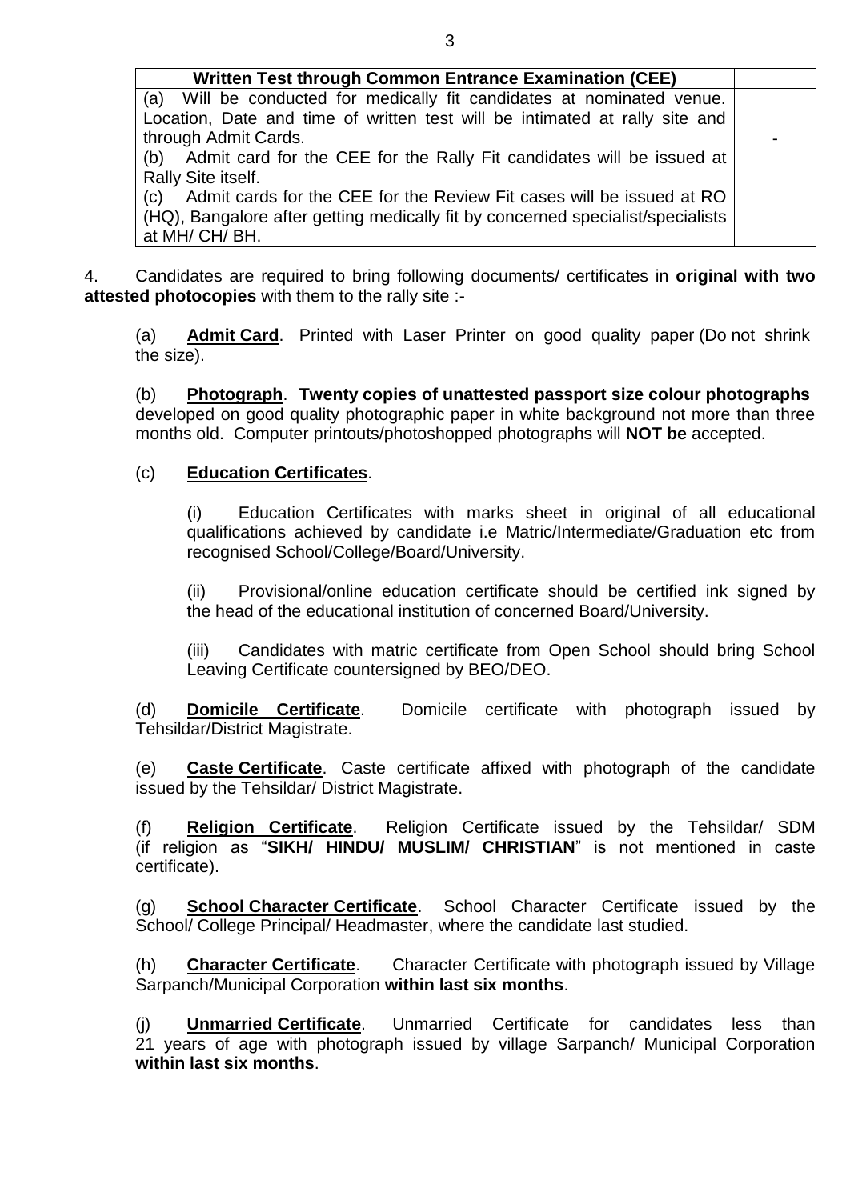| Written Test through Common Entrance Examination (CEE) | |
|---|---|
| (a) Will be conducted for medically fit candidates at nominated venue. Location, Date and time of written test will be intimated at rally site and through Admit Cards.<br>(b) Admit card for the CEE for the Rally Fit candidates will be issued at Rally Site itself.<br>(c) Admit cards for the CEE for the Review Fit cases will be issued at RO (HQ), Bangalore after getting medically fit by concerned specialist/specialists at MH/ CH/ BH. | - |

4. Candidates are required to bring following documents/ certificates in **original with two attested photocopies** with them to the rally site :-

(a) **Admit Card**. Printed with Laser Printer on good quality paper (Do not shrink the size).

(b) **Photograph**. **Twenty copies of unattested passport size colour photographs** developed on good quality photographic paper in white background not more than three months old. Computer printouts/photoshopped photographs will **NOT be** accepted.

(c) **Education Certificates**.

(i) Education Certificates with marks sheet in original of all educational qualifications achieved by candidate i.e Matric/Intermediate/Graduation etc from recognised School/College/Board/University.

(ii) Provisional/online education certificate should be certified ink signed by the head of the educational institution of concerned Board/University.

(iii) Candidates with matric certificate from Open School should bring School Leaving Certificate countersigned by BEO/DEO.

(d) **Domicile Certificate**. Domicile certificate with photograph issued by Tehsildar/District Magistrate.

(e) **Caste Certificate**. Caste certificate affixed with photograph of the candidate issued by the Tehsildar/ District Magistrate.

(f) **Religion Certificate**. Religion Certificate issued by the Tehsildar/ SDM (if religion as "**SIKH/ HINDU/ MUSLIM/ CHRISTIAN**" is not mentioned in caste certificate).

(g) **School Character Certificate**. School Character Certificate issued by the School/ College Principal/ Headmaster, where the candidate last studied.

(h) **Character Certificate**. Character Certificate with photograph issued by Village Sarpanch/Municipal Corporation **within last six months**.

(j) **Unmarried Certificate**. Unmarried Certificate for candidates less than 21 years of age with photograph issued by village Sarpanch/ Municipal Corporation **within last six months**.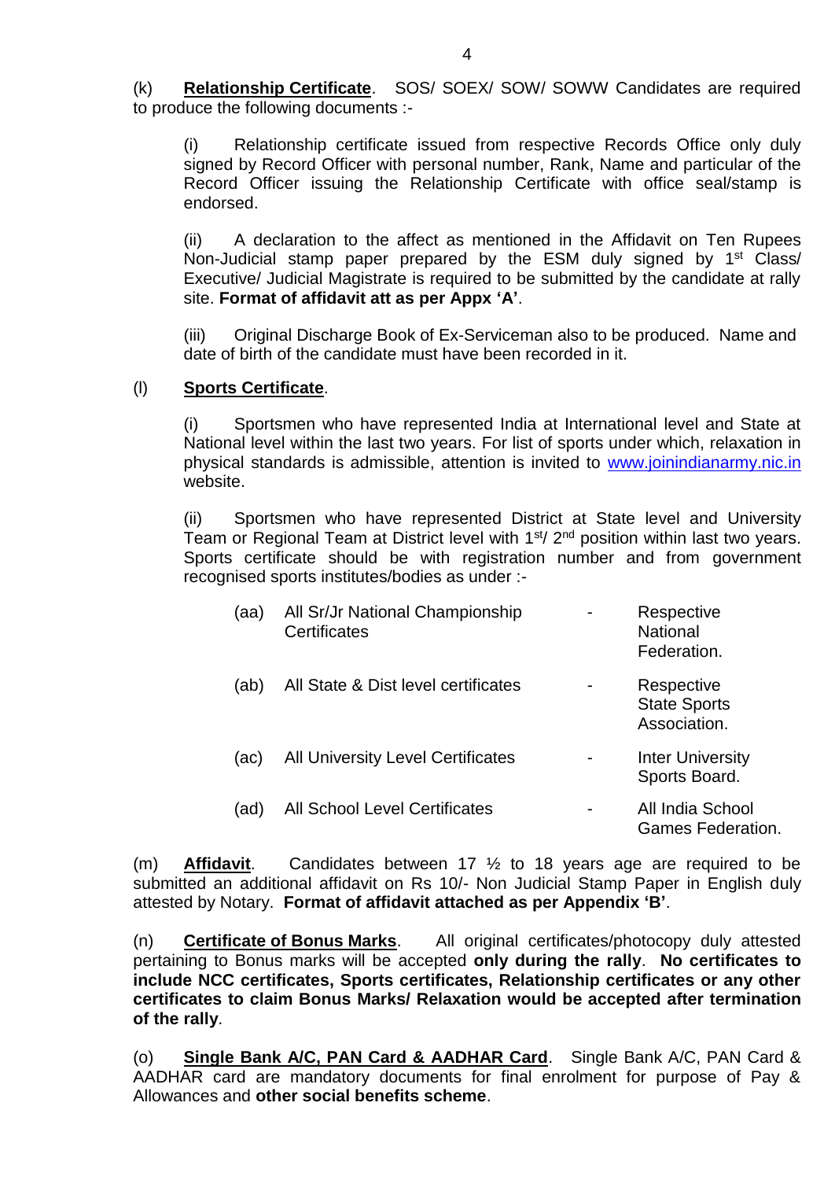(k) **Relationship Certificate**. SOS/ SOEX/ SOW/ SOWW Candidates are required to produce the following documents :-

(i) Relationship certificate issued from respective Records Office only duly signed by Record Officer with personal number, Rank, Name and particular of the Record Officer issuing the Relationship Certificate with office seal/stamp is endorsed.

(ii) A declaration to the affect as mentioned in the Affidavit on Ten Rupees Non-Judicial stamp paper prepared by the ESM duly signed by 1st Class/ Executive/ Judicial Magistrate is required to be submitted by the candidate at rally site. **Format of affidavit att as per Appx 'A'**.

(iii) Original Discharge Book of Ex-Serviceman also to be produced. Name and date of birth of the candidate must have been recorded in it.

(l) **Sports Certificate**.

(i) Sportsmen who have represented India at International level and State at National level within the last two years. For list of sports under which, relaxation in physical standards is admissible, attention is invited to www.joinindianarmy.nic.in website.

(ii) Sportsmen who have represented District at State level and University Team or Regional Team at District level with 1st/ 2nd position within last two years. Sports certificate should be with registration number and from government recognised sports institutes/bodies as under :-

| | | | |
|---|---|---|---|
| (aa) | All Sr/Jr National Championship Certificates | - | Respective National Federation. |
| (ab) | All State & Dist level certificates | - | Respective State Sports Association. |
| (ac) | All University Level Certificates | - | Inter University Sports Board. |
| (ad) | All School Level Certificates | - | All India School Games Federation. |

(m) **Affidavit**. Candidates between 17 ½ to 18 years age are required to be submitted an additional affidavit on Rs 10/- Non Judicial Stamp Paper in English duly attested by Notary. **Format of affidavit attached as per Appendix 'B'**.

(n) **Certificate of Bonus Marks**. All original certificates/photocopy duly attested pertaining to Bonus marks will be accepted **only during the rally**. **No certificates to include NCC certificates, Sports certificates, Relationship certificates or any other certificates to claim Bonus Marks/ Relaxation would be accepted after termination of the rally**.

(o) **Single Bank A/C, PAN Card & AADHAR Card**. Single Bank A/C, PAN Card & AADHAR card are mandatory documents for final enrolment for purpose of Pay & Allowances and **other social benefits scheme**.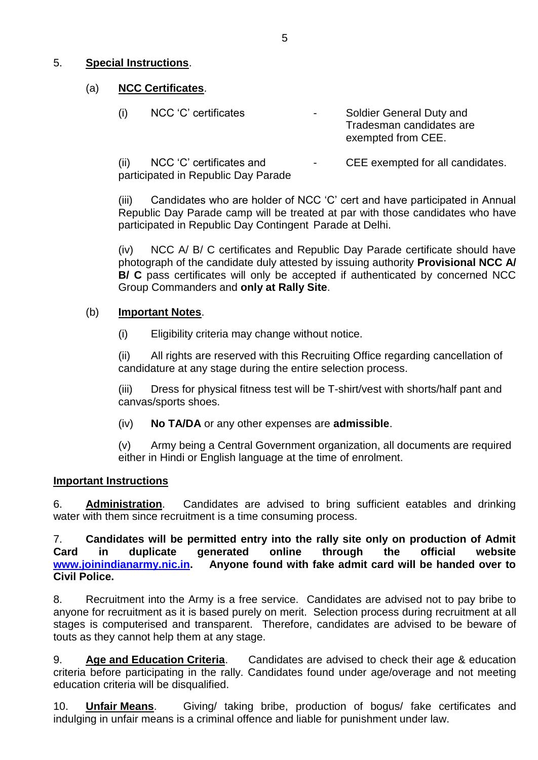5. **<u>Special Instructions</u>**.

(a) **<u>NCC Certificates</u>**.

(i) NCC 'C' certificates - Soldier General Duty and Tradesman candidates are exempted from CEE.

(ii) NCC 'C' certificates and participated in Republic Day Parade - CEE exempted for all candidates.

(iii) Candidates who are holder of NCC 'C' cert and have participated in Annual Republic Day Parade camp will be treated at par with those candidates who have participated in Republic Day Contingent Parade at Delhi.

(iv) NCC A/ B/ C certificates and Republic Day Parade certificate should have photograph of the candidate duly attested by issuing authority **Provisional NCC A/ B/ C** pass certificates will only be accepted if authenticated by concerned NCC Group Commanders and **only at Rally Site**.

(b) **<u>Important Notes</u>**.

(i) Eligibility criteria may change without notice.

(ii) All rights are reserved with this Recruiting Office regarding cancellation of candidature at any stage during the entire selection process.

(iii) Dress for physical fitness test will be T-shirt/vest with shorts/half pant and canvas/sports shoes.

(iv) **No TA/DA** or any other expenses are **admissible**.

(v) Army being a Central Government organization, all documents are required either in Hindi or English language at the time of enrolment.

**<u>Important Instructions</u>**

6. **<u>Administration</u>**. Candidates are advised to bring sufficient eatables and drinking water with them since recruitment is a time consuming process.

7. **Candidates will be permitted entry into the rally site only on production of Admit Card in duplicate generated online through the official website [www.joinindianarmy.nic.in](http://www.joinindianarmy.nic.in). Anyone found with fake admit card will be handed over to Civil Police.**

8. Recruitment into the Army is a free service. Candidates are advised not to pay bribe to anyone for recruitment as it is based purely on merit. Selection process during recruitment at all stages is computerised and transparent. Therefore, candidates are advised to be beware of touts as they cannot help them at any stage.

9. **<u>Age and Education Criteria</u>**. Candidates are advised to check their age & education criteria before participating in the rally. Candidates found under age/overage and not meeting education criteria will be disqualified.

10. **<u>Unfair Means</u>**. Giving/ taking bribe, production of bogus/ fake certificates and indulging in unfair means is a criminal offence and liable for punishment under law.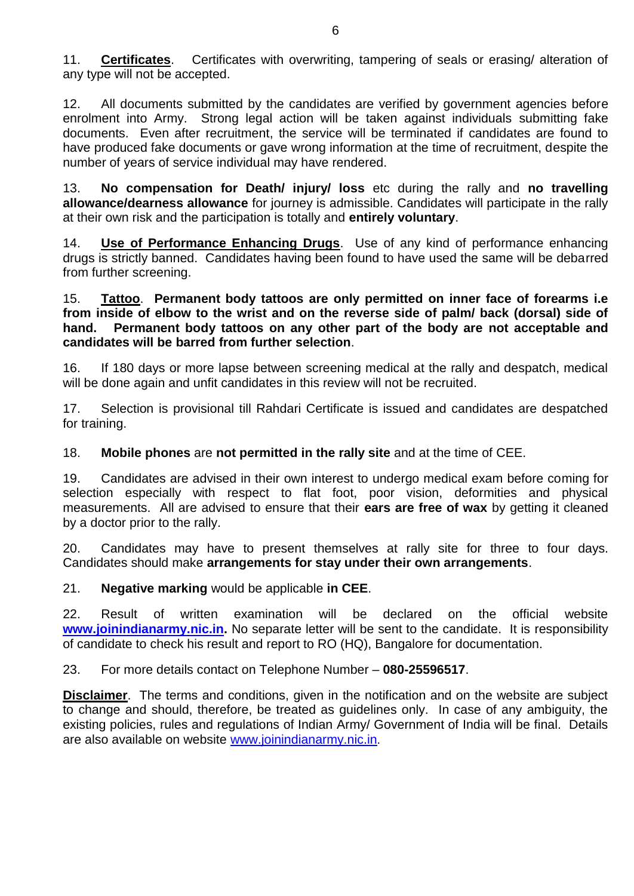11. **Certificates**. Certificates with overwriting, tampering of seals or erasing/ alteration of any type will not be accepted.

12. All documents submitted by the candidates are verified by government agencies before enrolment into Army. Strong legal action will be taken against individuals submitting fake documents. Even after recruitment, the service will be terminated if candidates are found to have produced fake documents or gave wrong information at the time of recruitment, despite the number of years of service individual may have rendered.

13. **No compensation for Death/ injury/ loss** etc during the rally and **no travelling allowance/dearness allowance** for journey is admissible. Candidates will participate in the rally at their own risk and the participation is totally and **entirely voluntary**.

14. **Use of Performance Enhancing Drugs**. Use of any kind of performance enhancing drugs is strictly banned. Candidates having been found to have used the same will be debarred from further screening.

15. **Tattoo**. **Permanent body tattoos are only permitted on inner face of forearms i.e from inside of elbow to the wrist and on the reverse side of palm/ back (dorsal) side of hand. Permanent body tattoos on any other part of the body are not acceptable and candidates will be barred from further selection**.

16. If 180 days or more lapse between screening medical at the rally and despatch, medical will be done again and unfit candidates in this review will not be recruited.

17. Selection is provisional till Rahdari Certificate is issued and candidates are despatched for training.

18. **Mobile phones** are **not permitted in the rally site** and at the time of CEE.

19. Candidates are advised in their own interest to undergo medical exam before coming for selection especially with respect to flat foot, poor vision, deformities and physical measurements. All are advised to ensure that their **ears are free of wax** by getting it cleaned by a doctor prior to the rally.

20. Candidates may have to present themselves at rally site for three to four days. Candidates should make **arrangements for stay under their own arrangements**.

21. **Negative marking** would be applicable **in CEE**.

22. Result of written examination will be declared on the official website **www.joinindianarmy.nic.in.** No separate letter will be sent to the candidate. It is responsibility of candidate to check his result and report to RO (HQ), Bangalore for documentation.

23. For more details contact on Telephone Number – **080-25596517**.

**Disclaimer**. The terms and conditions, given in the notification and on the website are subject to change and should, therefore, be treated as guidelines only. In case of any ambiguity, the existing policies, rules and regulations of Indian Army/ Government of India will be final. Details are also available on website www.joinindianarmy.nic.in.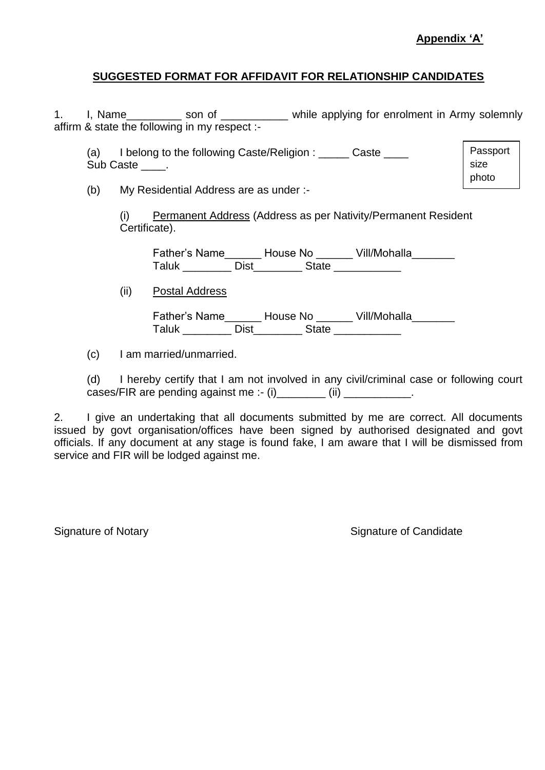**Appendix 'A'**

## SUGGESTED FORMAT FOR AFFIDAVIT FOR RELATIONSHIP CANDIDATES

1. I, Name_________ son of ___________ while applying for enrolment in Army solemnly affirm & state the following in my respect :-

Passport size photo

(a) I belong to the following Caste/Religion : _____ Caste ____ Sub Caste ____.

(b) My Residential Address are as under :-

(i) Permanent Address (Address as per Nativity/Permanent Resident Certificate).

Father's Name______ House No ______ Vill/Mohalla_______ Taluk ________ Dist________ State ___________

(ii) Postal Address

Father's Name______ House No ______ Vill/Mohalla_______ Taluk ________ Dist________ State ___________

(c) I am married/unmarried.

(d) I hereby certify that I am not involved in any civil/criminal case or following court cases/FIR are pending against me :- (i)________ (ii) ___________.

2. I give an undertaking that all documents submitted by me are correct. All documents issued by govt organisation/offices have been signed by authorised designated and govt officials. If any document at any stage is found fake, I am aware that I will be dismissed from service and FIR will be lodged against me.

Signature of Notary

Signature of Candidate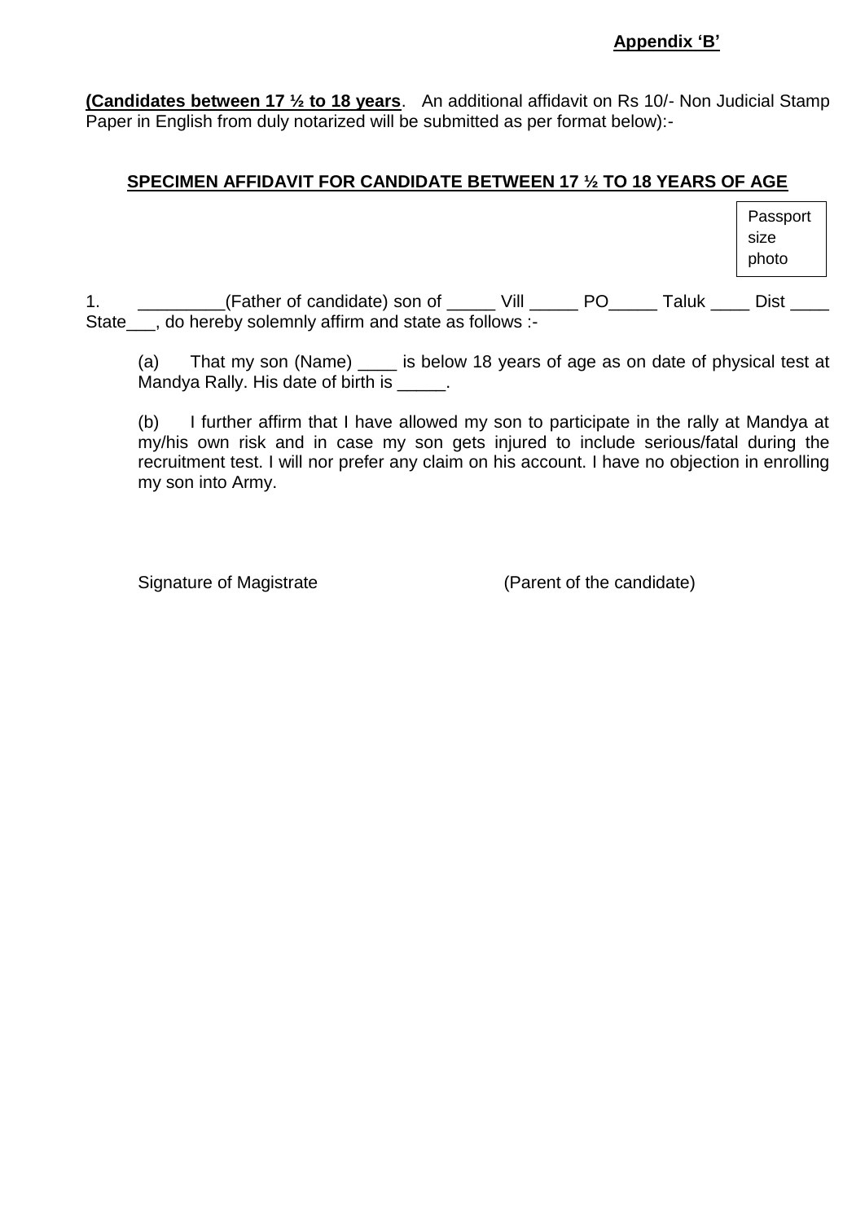**Appendix 'B'**

**(Candidates between 17 ½ to 18 years**. An additional affidavit on Rs 10/- Non Judicial Stamp Paper in English from duly notarized will be submitted as per format below):-

**SPECIMEN AFFIDAVIT FOR CANDIDATE BETWEEN 17 ½ TO 18 YEARS OF AGE**

Passport size photo

1. _________(Father of candidate) son of _____ Vill _____ PO_____ Taluk ____ Dist ____ State___, do hereby solemnly affirm and state as follows :-

(a) That my son (Name) ____ is below 18 years of age as on date of physical test at Mandya Rally. His date of birth is _____.

(b) I further affirm that I have allowed my son to participate in the rally at Mandya at my/his own risk and in case my son gets injured to include serious/fatal during the recruitment test. I will nor prefer any claim on his account. I have no objection in enrolling my son into Army.

Signature of Magistrate (Parent of the candidate)